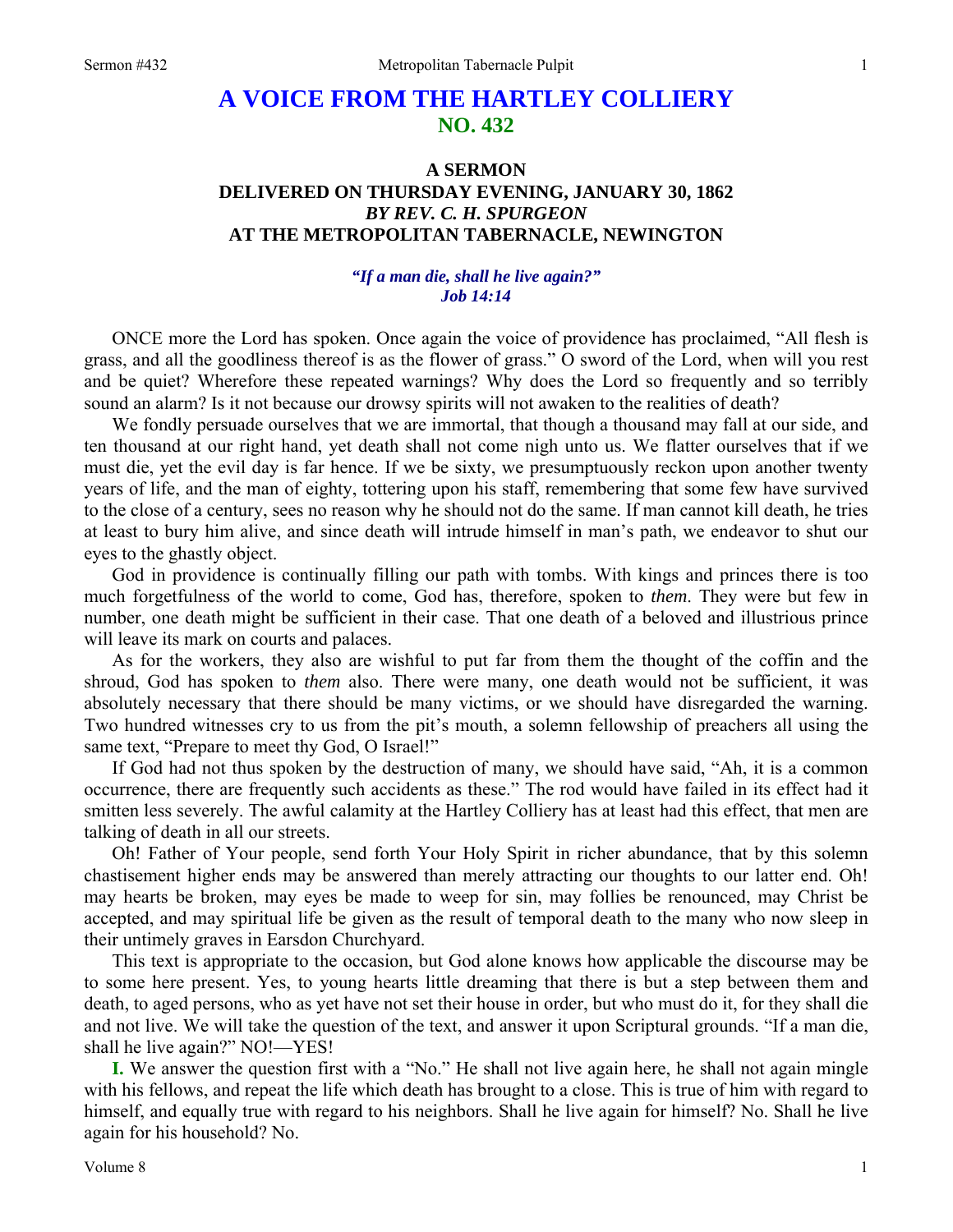# A VOICE FROM THE HARTLEY COLLIERY
## NO. 432

### A SERMON
### DELIVERED ON THURSDAY EVENING, JANUARY 30, 1862
### *BY REV. C. H. SPURGEON*
### AT THE METROPOLITAN TABERNACLE, NEWINGTON

***"If a man die, shall he live again?"***
***Job 14:14***

ONCE more the Lord has spoken. Once again the voice of providence has proclaimed, "All flesh is grass, and all the goodliness thereof is as the flower of grass." O sword of the Lord, when will you rest and be quiet? Wherefore these repeated warnings? Why does the Lord so frequently and so terribly sound an alarm? Is it not because our drowsy spirits will not awaken to the realities of death?

We fondly persuade ourselves that we are immortal, that though a thousand may fall at our side, and ten thousand at our right hand, yet death shall not come nigh unto us. We flatter ourselves that if we must die, yet the evil day is far hence. If we be sixty, we presumptuously reckon upon another twenty years of life, and the man of eighty, tottering upon his staff, remembering that some few have survived to the close of a century, sees no reason why he should not do the same. If man cannot kill death, he tries at least to bury him alive, and since death will intrude himself in man's path, we endeavor to shut our eyes to the ghastly object.

God in providence is continually filling our path with tombs. With kings and princes there is too much forgetfulness of the world to come, God has, therefore, spoken to *them*. They were but few in number, one death might be sufficient in their case. That one death of a beloved and illustrious prince will leave its mark on courts and palaces.

As for the workers, they also are wishful to put far from them the thought of the coffin and the shroud, God has spoken to *them* also. There were many, one death would not be sufficient, it was absolutely necessary that there should be many victims, or we should have disregarded the warning. Two hundred witnesses cry to us from the pit's mouth, a solemn fellowship of preachers all using the same text, "Prepare to meet thy God, O Israel!"

If God had not thus spoken by the destruction of many, we should have said, "Ah, it is a common occurrence, there are frequently such accidents as these." The rod would have failed in its effect had it smitten less severely. The awful calamity at the Hartley Colliery has at least had this effect, that men are talking of death in all our streets.

Oh! Father of Your people, send forth Your Holy Spirit in richer abundance, that by this solemn chastisement higher ends may be answered than merely attracting our thoughts to our latter end. Oh! may hearts be broken, may eyes be made to weep for sin, may follies be renounced, may Christ be accepted, and may spiritual life be given as the result of temporal death to the many who now sleep in their untimely graves in Earsdon Churchyard.

This text is appropriate to the occasion, but God alone knows how applicable the discourse may be to some here present. Yes, to young hearts little dreaming that there is but a step between them and death, to aged persons, who as yet have not set their house in order, but who must do it, for they shall die and not live. We will take the question of the text, and answer it upon Scriptural grounds. "If a man die, shall he live again?" NO!—YES!

**I.** We answer the question first with a "No." He shall not live again here, he shall not again mingle with his fellows, and repeat the life which death has brought to a close. This is true of him with regard to himself, and equally true with regard to his neighbors. Shall he live again for himself? No. Shall he live again for his household? No.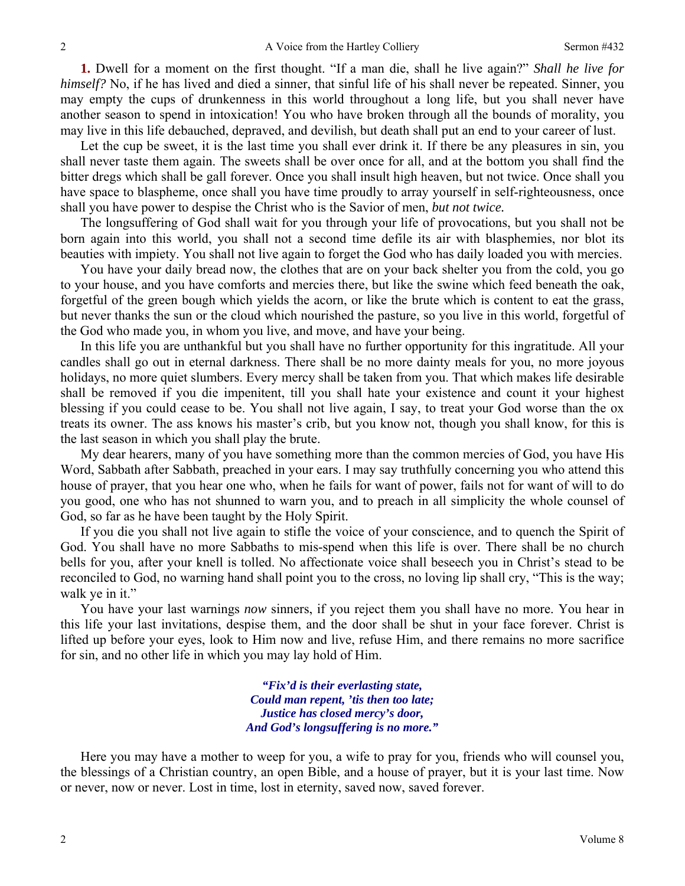**1.** Dwell for a moment on the first thought. "If a man die, shall he live again?" *Shall he live for himself?* No, if he has lived and died a sinner, that sinful life of his shall never be repeated. Sinner, you may empty the cups of drunkenness in this world throughout a long life, but you shall never have another season to spend in intoxication! You who have broken through all the bounds of morality, you may live in this life debauched, depraved, and devilish, but death shall put an end to your career of lust.

Let the cup be sweet, it is the last time you shall ever drink it. If there be any pleasures in sin, you shall never taste them again. The sweets shall be over once for all, and at the bottom you shall find the bitter dregs which shall be gall forever. Once you shall insult high heaven, but not twice. Once shall you have space to blaspheme, once shall you have time proudly to array yourself in self-righteousness, once shall you have power to despise the Christ who is the Savior of men, *but not twice.*

The longsuffering of God shall wait for you through your life of provocations, but you shall not be born again into this world, you shall not a second time defile its air with blasphemies, nor blot its beauties with impiety. You shall not live again to forget the God who has daily loaded you with mercies.

You have your daily bread now, the clothes that are on your back shelter you from the cold, you go to your house, and you have comforts and mercies there, but like the swine which feed beneath the oak, forgetful of the green bough which yields the acorn, or like the brute which is content to eat the grass, but never thanks the sun or the cloud which nourished the pasture, so you live in this world, forgetful of the God who made you, in whom you live, and move, and have your being.

In this life you are unthankful but you shall have no further opportunity for this ingratitude. All your candles shall go out in eternal darkness. There shall be no more dainty meals for you, no more joyous holidays, no more quiet slumbers. Every mercy shall be taken from you. That which makes life desirable shall be removed if you die impenitent, till you shall hate your existence and count it your highest blessing if you could cease to be. You shall not live again, I say, to treat your God worse than the ox treats its owner. The ass knows his master's crib, but you know not, though you shall know, for this is the last season in which you shall play the brute.

My dear hearers, many of you have something more than the common mercies of God, you have His Word, Sabbath after Sabbath, preached in your ears. I may say truthfully concerning you who attend this house of prayer, that you hear one who, when he fails for want of power, fails not for want of will to do you good, one who has not shunned to warn you, and to preach in all simplicity the whole counsel of God, so far as he have been taught by the Holy Spirit.

If you die you shall not live again to stifle the voice of your conscience, and to quench the Spirit of God. You shall have no more Sabbaths to mis-spend when this life is over. There shall be no church bells for you, after your knell is tolled. No affectionate voice shall beseech you in Christ's stead to be reconciled to God, no warning hand shall point you to the cross, no loving lip shall cry, "This is the way; walk ye in it."

You have your last warnings *now* sinners, if you reject them you shall have no more. You hear in this life your last invitations, despise them, and the door shall be shut in your face forever. Christ is lifted up before your eyes, look to Him now and live, refuse Him, and there remains no more sacrifice for sin, and no other life in which you may lay hold of Him.

> ***"Fix'd is their everlasting state,***
> ***Could man repent, 'tis then too late;***
> ***Justice has closed mercy's door,***
> ***And God's longsuffering is no more."***

Here you may have a mother to weep for you, a wife to pray for you, friends who will counsel you, the blessings of a Christian country, an open Bible, and a house of prayer, but it is your last time. Now or never, now or never. Lost in time, lost in eternity, saved now, saved forever.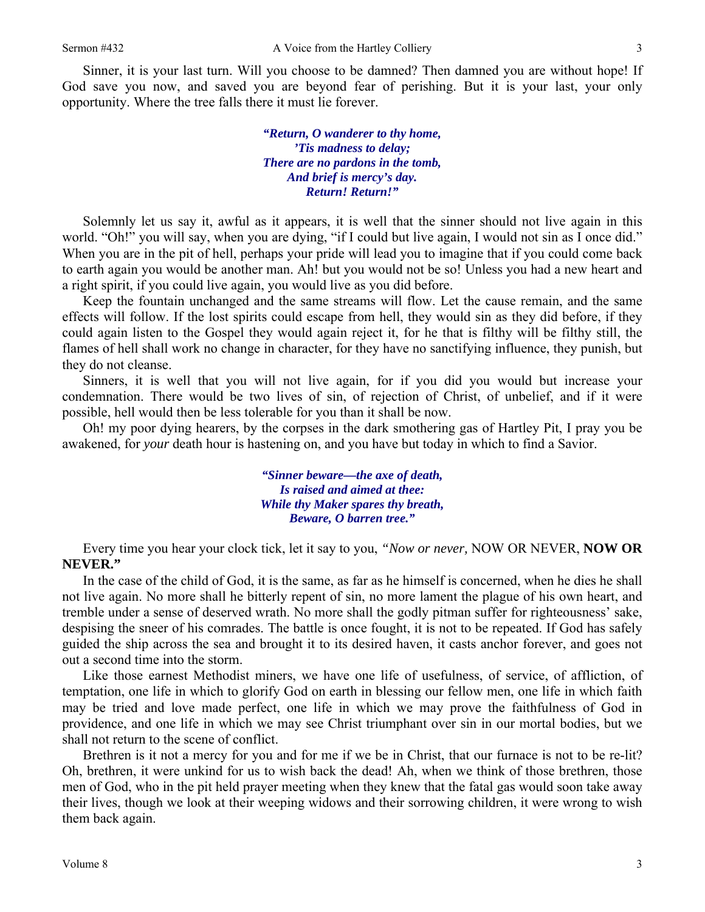Sinner, it is your last turn. Will you choose to be damned? Then damned you are without hope! If God save you now, and saved you are beyond fear of perishing. But it is your last, your only opportunity. Where the tree falls there it must lie forever.

> ***"Return, O wanderer to thy home,***
> ***'Tis madness to delay;***
> ***There are no pardons in the tomb,***
> ***And brief is mercy's day.***
> ***Return! Return!"***

Solemnly let us say it, awful as it appears, it is well that the sinner should not live again in this world. "Oh!" you will say, when you are dying, "if I could but live again, I would not sin as I once did." When you are in the pit of hell, perhaps your pride will lead you to imagine that if you could come back to earth again you would be another man. Ah! but you would not be so! Unless you had a new heart and a right spirit, if you could live again, you would live as you did before.

Keep the fountain unchanged and the same streams will flow. Let the cause remain, and the same effects will follow. If the lost spirits could escape from hell, they would sin as they did before, if they could again listen to the Gospel they would again reject it, for he that is filthy will be filthy still, the flames of hell shall work no change in character, for they have no sanctifying influence, they punish, but they do not cleanse.

Sinners, it is well that you will not live again, for if you did you would but increase your condemnation. There would be two lives of sin, of rejection of Christ, of unbelief, and if it were possible, hell would then be less tolerable for you than it shall be now.

Oh! my poor dying hearers, by the corpses in the dark smothering gas of Hartley Pit, I pray you be awakened, for *your* death hour is hastening on, and you have but today in which to find a Savior.

> ***"Sinner beware—the axe of death,***
> ***Is raised and aimed at thee:***
> ***While thy Maker spares thy breath,***
> ***Beware, O barren tree."***

Every time you hear your clock tick, let it say to you, *"Now or never,* NOW OR NEVER, **NOW OR NEVER."**

In the case of the child of God, it is the same, as far as he himself is concerned, when he dies he shall not live again. No more shall he bitterly repent of sin, no more lament the plague of his own heart, and tremble under a sense of deserved wrath. No more shall the godly pitman suffer for righteousness' sake, despising the sneer of his comrades. The battle is once fought, it is not to be repeated. If God has safely guided the ship across the sea and brought it to its desired haven, it casts anchor forever, and goes not out a second time into the storm.

Like those earnest Methodist miners, we have one life of usefulness, of service, of affliction, of temptation, one life in which to glorify God on earth in blessing our fellow men, one life in which faith may be tried and love made perfect, one life in which we may prove the faithfulness of God in providence, and one life in which we may see Christ triumphant over sin in our mortal bodies, but we shall not return to the scene of conflict.

Brethren is it not a mercy for you and for me if we be in Christ, that our furnace is not to be re-lit? Oh, brethren, it were unkind for us to wish back the dead! Ah, when we think of those brethren, those men of God, who in the pit held prayer meeting when they knew that the fatal gas would soon take away their lives, though we look at their weeping widows and their sorrowing children, it were wrong to wish them back again.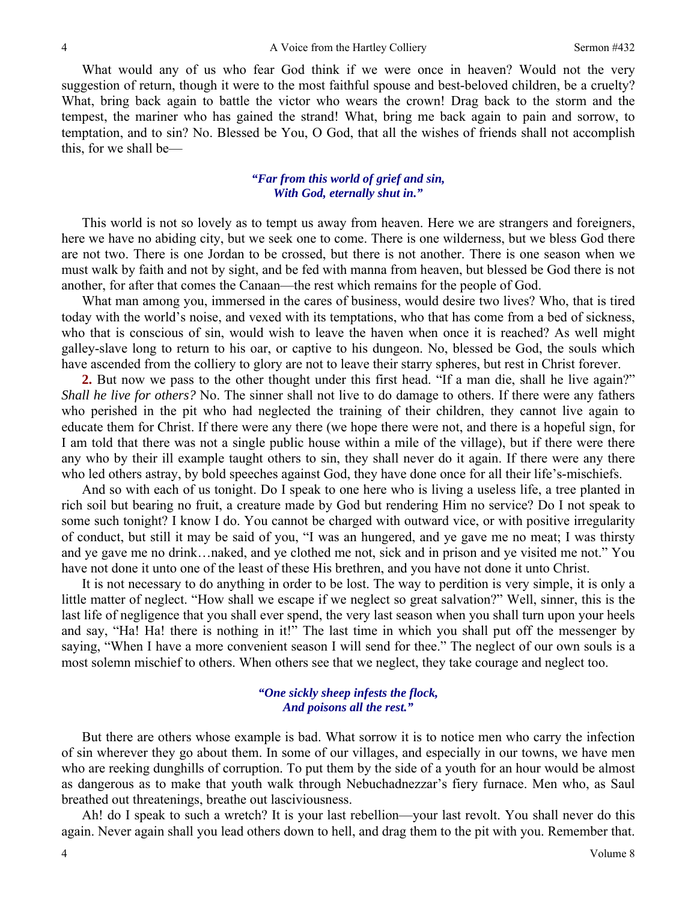What would any of us who fear God think if we were once in heaven? Would not the very suggestion of return, though it were to the most faithful spouse and best-beloved children, be a cruelty? What, bring back again to battle the victor who wears the crown! Drag back to the storm and the tempest, the mariner who has gained the strand! What, bring me back again to pain and sorrow, to temptation, and to sin? No. Blessed be You, O God, that all the wishes of friends shall not accomplish this, for we shall be—

> ***"Far from this world of grief and sin,***
> ***With God, eternally shut in."***

This world is not so lovely as to tempt us away from heaven. Here we are strangers and foreigners, here we have no abiding city, but we seek one to come. There is one wilderness, but we bless God there are not two. There is one Jordan to be crossed, but there is not another. There is one season when we must walk by faith and not by sight, and be fed with manna from heaven, but blessed be God there is not another, for after that comes the Canaan—the rest which remains for the people of God.

What man among you, immersed in the cares of business, would desire two lives? Who, that is tired today with the world's noise, and vexed with its temptations, who that has come from a bed of sickness, who that is conscious of sin, would wish to leave the haven when once it is reached? As well might galley-slave long to return to his oar, or captive to his dungeon. No, blessed be God, the souls which have ascended from the colliery to glory are not to leave their starry spheres, but rest in Christ forever.

**2.** But now we pass to the other thought under this first head. "If a man die, shall he live again?" *Shall he live for others?* No. The sinner shall not live to do damage to others. If there were any fathers who perished in the pit who had neglected the training of their children, they cannot live again to educate them for Christ. If there were any there (we hope there were not, and there is a hopeful sign, for I am told that there was not a single public house within a mile of the village), but if there were there any who by their ill example taught others to sin, they shall never do it again. If there were any there who led others astray, by bold speeches against God, they have done once for all their life's-mischiefs.

And so with each of us tonight. Do I speak to one here who is living a useless life, a tree planted in rich soil but bearing no fruit, a creature made by God but rendering Him no service? Do I not speak to some such tonight? I know I do. You cannot be charged with outward vice, or with positive irregularity of conduct, but still it may be said of you, "I was an hungered, and ye gave me no meat; I was thirsty and ye gave me no drink…naked, and ye clothed me not, sick and in prison and ye visited me not." You have not done it unto one of the least of these His brethren, and you have not done it unto Christ.

It is not necessary to do anything in order to be lost. The way to perdition is very simple, it is only a little matter of neglect. "How shall we escape if we neglect so great salvation?" Well, sinner, this is the last life of negligence that you shall ever spend, the very last season when you shall turn upon your heels and say, "Ha! Ha! there is nothing in it!" The last time in which you shall put off the messenger by saying, "When I have a more convenient season I will send for thee." The neglect of our own souls is a most solemn mischief to others. When others see that we neglect, they take courage and neglect too.

> ***"One sickly sheep infests the flock,***
> ***And poisons all the rest."***

But there are others whose example is bad. What sorrow it is to notice men who carry the infection of sin wherever they go about them. In some of our villages, and especially in our towns, we have men who are reeking dunghills of corruption. To put them by the side of a youth for an hour would be almost as dangerous as to make that youth walk through Nebuchadnezzar's fiery furnace. Men who, as Saul breathed out threatenings, breathe out lasciviousness.

Ah! do I speak to such a wretch? It is your last rebellion—your last revolt. You shall never do this again. Never again shall you lead others down to hell, and drag them to the pit with you. Remember that.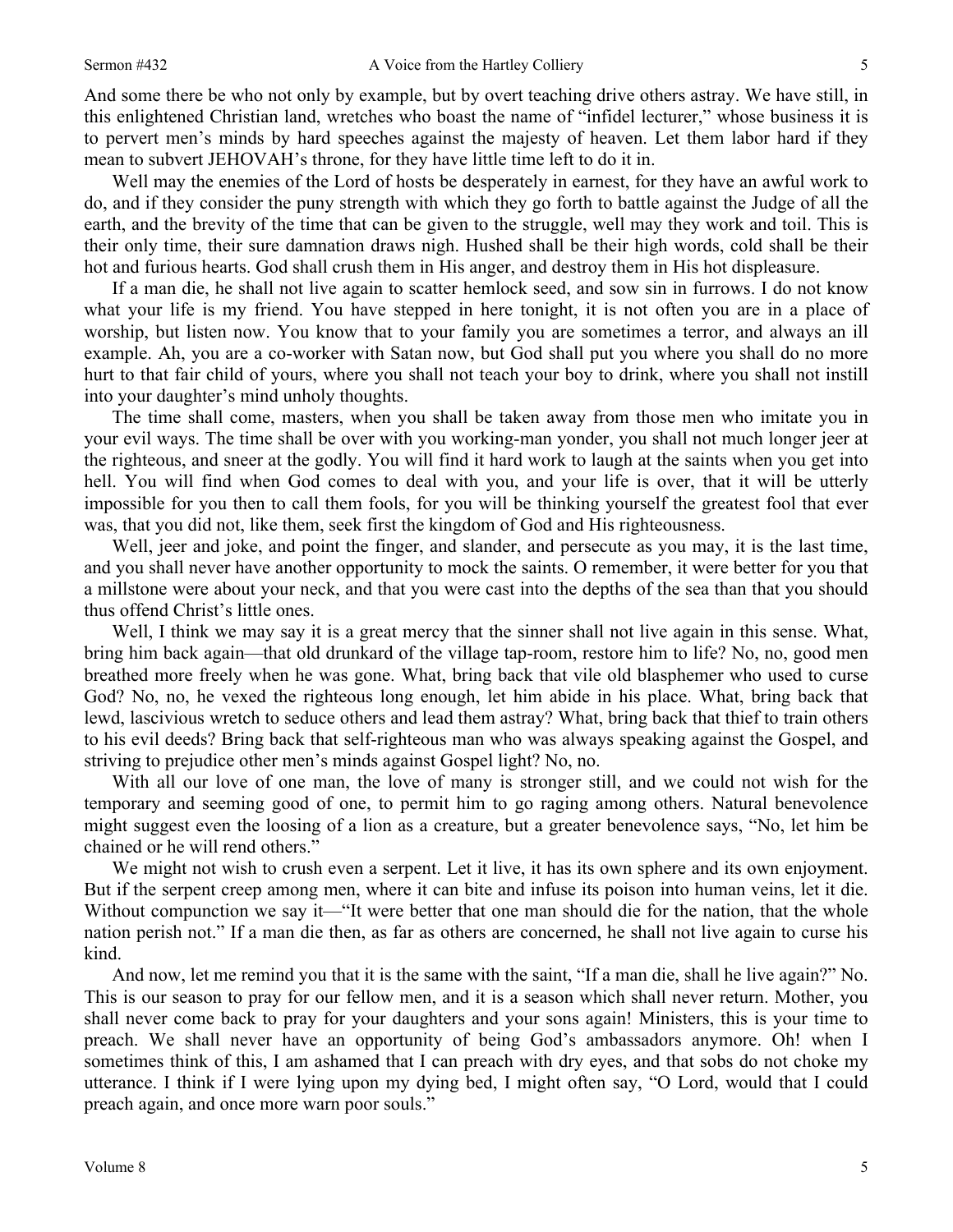And some there be who not only by example, but by overt teaching drive others astray. We have still, in this enlightened Christian land, wretches who boast the name of "infidel lecturer," whose business it is to pervert men's minds by hard speeches against the majesty of heaven. Let them labor hard if they mean to subvert JEHOVAH's throne, for they have little time left to do it in.

Well may the enemies of the Lord of hosts be desperately in earnest, for they have an awful work to do, and if they consider the puny strength with which they go forth to battle against the Judge of all the earth, and the brevity of the time that can be given to the struggle, well may they work and toil. This is their only time, their sure damnation draws nigh. Hushed shall be their high words, cold shall be their hot and furious hearts. God shall crush them in His anger, and destroy them in His hot displeasure.

If a man die, he shall not live again to scatter hemlock seed, and sow sin in furrows. I do not know what your life is my friend. You have stepped in here tonight, it is not often you are in a place of worship, but listen now. You know that to your family you are sometimes a terror, and always an ill example. Ah, you are a co-worker with Satan now, but God shall put you where you shall do no more hurt to that fair child of yours, where you shall not teach your boy to drink, where you shall not instill into your daughter's mind unholy thoughts.

The time shall come, masters, when you shall be taken away from those men who imitate you in your evil ways. The time shall be over with you working-man yonder, you shall not much longer jeer at the righteous, and sneer at the godly. You will find it hard work to laugh at the saints when you get into hell. You will find when God comes to deal with you, and your life is over, that it will be utterly impossible for you then to call them fools, for you will be thinking yourself the greatest fool that ever was, that you did not, like them, seek first the kingdom of God and His righteousness.

Well, jeer and joke, and point the finger, and slander, and persecute as you may, it is the last time, and you shall never have another opportunity to mock the saints. O remember, it were better for you that a millstone were about your neck, and that you were cast into the depths of the sea than that you should thus offend Christ's little ones.

Well, I think we may say it is a great mercy that the sinner shall not live again in this sense. What, bring him back again—that old drunkard of the village tap-room, restore him to life? No, no, good men breathed more freely when he was gone. What, bring back that vile old blasphemer who used to curse God? No, no, he vexed the righteous long enough, let him abide in his place. What, bring back that lewd, lascivious wretch to seduce others and lead them astray? What, bring back that thief to train others to his evil deeds? Bring back that self-righteous man who was always speaking against the Gospel, and striving to prejudice other men's minds against Gospel light? No, no.

With all our love of one man, the love of many is stronger still, and we could not wish for the temporary and seeming good of one, to permit him to go raging among others. Natural benevolence might suggest even the loosing of a lion as a creature, but a greater benevolence says, "No, let him be chained or he will rend others."

We might not wish to crush even a serpent. Let it live, it has its own sphere and its own enjoyment. But if the serpent creep among men, where it can bite and infuse its poison into human veins, let it die. Without compunction we say it—"It were better that one man should die for the nation, that the whole nation perish not." If a man die then, as far as others are concerned, he shall not live again to curse his kind.

And now, let me remind you that it is the same with the saint, "If a man die, shall he live again?" No. This is our season to pray for our fellow men, and it is a season which shall never return. Mother, you shall never come back to pray for your daughters and your sons again! Ministers, this is your time to preach. We shall never have an opportunity of being God's ambassadors anymore. Oh! when I sometimes think of this, I am ashamed that I can preach with dry eyes, and that sobs do not choke my utterance. I think if I were lying upon my dying bed, I might often say, "O Lord, would that I could preach again, and once more warn poor souls."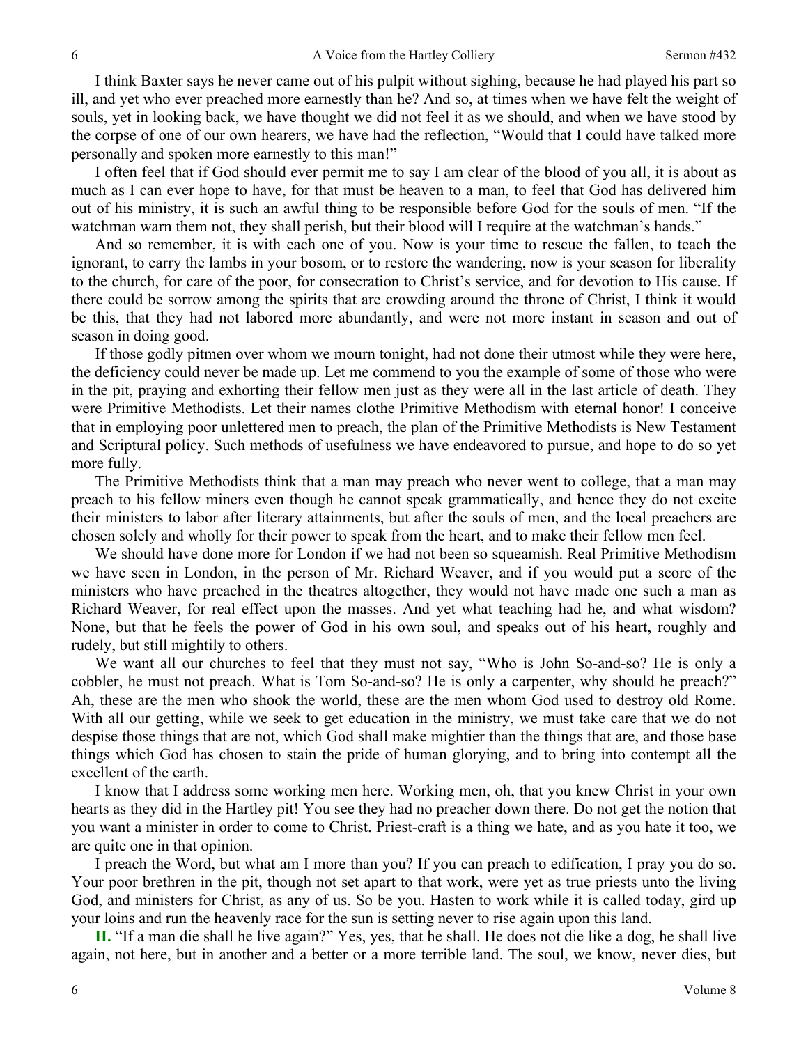I think Baxter says he never came out of his pulpit without sighing, because he had played his part so ill, and yet who ever preached more earnestly than he? And so, at times when we have felt the weight of souls, yet in looking back, we have thought we did not feel it as we should, and when we have stood by the corpse of one of our own hearers, we have had the reflection, "Would that I could have talked more personally and spoken more earnestly to this man!"

I often feel that if God should ever permit me to say I am clear of the blood of you all, it is about as much as I can ever hope to have, for that must be heaven to a man, to feel that God has delivered him out of his ministry, it is such an awful thing to be responsible before God for the souls of men. "If the watchman warn them not, they shall perish, but their blood will I require at the watchman's hands."

And so remember, it is with each one of you. Now is your time to rescue the fallen, to teach the ignorant, to carry the lambs in your bosom, or to restore the wandering, now is your season for liberality to the church, for care of the poor, for consecration to Christ's service, and for devotion to His cause. If there could be sorrow among the spirits that are crowding around the throne of Christ, I think it would be this, that they had not labored more abundantly, and were not more instant in season and out of season in doing good.

If those godly pitmen over whom we mourn tonight, had not done their utmost while they were here, the deficiency could never be made up. Let me commend to you the example of some of those who were in the pit, praying and exhorting their fellow men just as they were all in the last article of death. They were Primitive Methodists. Let their names clothe Primitive Methodism with eternal honor! I conceive that in employing poor unlettered men to preach, the plan of the Primitive Methodists is New Testament and Scriptural policy. Such methods of usefulness we have endeavored to pursue, and hope to do so yet more fully.

The Primitive Methodists think that a man may preach who never went to college, that a man may preach to his fellow miners even though he cannot speak grammatically, and hence they do not excite their ministers to labor after literary attainments, but after the souls of men, and the local preachers are chosen solely and wholly for their power to speak from the heart, and to make their fellow men feel.

We should have done more for London if we had not been so squeamish. Real Primitive Methodism we have seen in London, in the person of Mr. Richard Weaver, and if you would put a score of the ministers who have preached in the theatres altogether, they would not have made one such a man as Richard Weaver, for real effect upon the masses. And yet what teaching had he, and what wisdom? None, but that he feels the power of God in his own soul, and speaks out of his heart, roughly and rudely, but still mightily to others.

We want all our churches to feel that they must not say, "Who is John So-and-so? He is only a cobbler, he must not preach. What is Tom So-and-so? He is only a carpenter, why should he preach?" Ah, these are the men who shook the world, these are the men whom God used to destroy old Rome. With all our getting, while we seek to get education in the ministry, we must take care that we do not despise those things that are not, which God shall make mightier than the things that are, and those base things which God has chosen to stain the pride of human glorying, and to bring into contempt all the excellent of the earth.

I know that I address some working men here. Working men, oh, that you knew Christ in your own hearts as they did in the Hartley pit! You see they had no preacher down there. Do not get the notion that you want a minister in order to come to Christ. Priest-craft is a thing we hate, and as you hate it too, we are quite one in that opinion.

I preach the Word, but what am I more than you? If you can preach to edification, I pray you do so. Your poor brethren in the pit, though not set apart to that work, were yet as true priests unto the living God, and ministers for Christ, as any of us. So be you. Hasten to work while it is called today, gird up your loins and run the heavenly race for the sun is setting never to rise again upon this land.

**II.** "If a man die shall he live again?" Yes, yes, that he shall. He does not die like a dog, he shall live again, not here, but in another and a better or a more terrible land. The soul, we know, never dies, but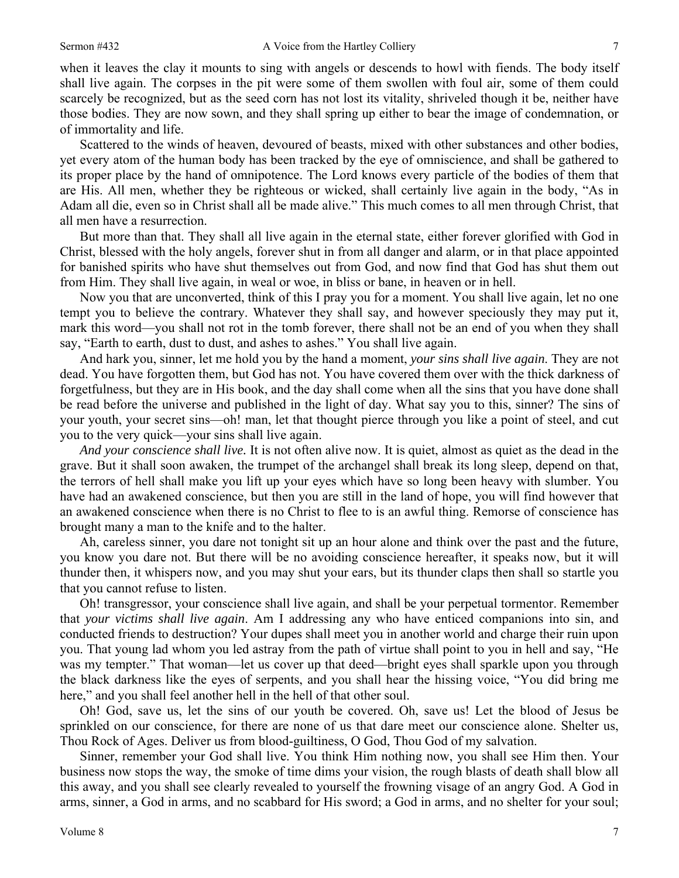when it leaves the clay it mounts to sing with angels or descends to howl with fiends. The body itself shall live again. The corpses in the pit were some of them swollen with foul air, some of them could scarcely be recognized, but as the seed corn has not lost its vitality, shriveled though it be, neither have those bodies. They are now sown, and they shall spring up either to bear the image of condemnation, or of immortality and life.

Scattered to the winds of heaven, devoured of beasts, mixed with other substances and other bodies, yet every atom of the human body has been tracked by the eye of omniscience, and shall be gathered to its proper place by the hand of omnipotence. The Lord knows every particle of the bodies of them that are His. All men, whether they be righteous or wicked, shall certainly live again in the body, "As in Adam all die, even so in Christ shall all be made alive." This much comes to all men through Christ, that all men have a resurrection.

But more than that. They shall all live again in the eternal state, either forever glorified with God in Christ, blessed with the holy angels, forever shut in from all danger and alarm, or in that place appointed for banished spirits who have shut themselves out from God, and now find that God has shut them out from Him. They shall live again, in weal or woe, in bliss or bane, in heaven or in hell.

Now you that are unconverted, think of this I pray you for a moment. You shall live again, let no one tempt you to believe the contrary. Whatever they shall say, and however speciously they may put it, mark this word—you shall not rot in the tomb forever, there shall not be an end of you when they shall say, "Earth to earth, dust to dust, and ashes to ashes." You shall live again.

And hark you, sinner, let me hold you by the hand a moment, *your sins shall live again*. They are not dead. You have forgotten them, but God has not. You have covered them over with the thick darkness of forgetfulness, but they are in His book, and the day shall come when all the sins that you have done shall be read before the universe and published in the light of day. What say you to this, sinner? The sins of your youth, your secret sins—oh! man, let that thought pierce through you like a point of steel, and cut you to the very quick—your sins shall live again.

*And your conscience shall live.* It is not often alive now. It is quiet, almost as quiet as the dead in the grave. But it shall soon awaken, the trumpet of the archangel shall break its long sleep, depend on that, the terrors of hell shall make you lift up your eyes which have so long been heavy with slumber. You have had an awakened conscience, but then you are still in the land of hope, you will find however that an awakened conscience when there is no Christ to flee to is an awful thing. Remorse of conscience has brought many a man to the knife and to the halter.

Ah, careless sinner, you dare not tonight sit up an hour alone and think over the past and the future, you know you dare not. But there will be no avoiding conscience hereafter, it speaks now, but it will thunder then, it whispers now, and you may shut your ears, but its thunder claps then shall so startle you that you cannot refuse to listen.

Oh! transgressor, your conscience shall live again, and shall be your perpetual tormentor. Remember that *your victims shall live again*. Am I addressing any who have enticed companions into sin, and conducted friends to destruction? Your dupes shall meet you in another world and charge their ruin upon you. That young lad whom you led astray from the path of virtue shall point to you in hell and say, "He was my tempter." That woman—let us cover up that deed—bright eyes shall sparkle upon you through the black darkness like the eyes of serpents, and you shall hear the hissing voice, "You did bring me here," and you shall feel another hell in the hell of that other soul.

Oh! God, save us, let the sins of our youth be covered. Oh, save us! Let the blood of Jesus be sprinkled on our conscience, for there are none of us that dare meet our conscience alone. Shelter us, Thou Rock of Ages. Deliver us from blood-guiltiness, O God, Thou God of my salvation.

Sinner, remember your God shall live. You think Him nothing now, you shall see Him then. Your business now stops the way, the smoke of time dims your vision, the rough blasts of death shall blow all this away, and you shall see clearly revealed to yourself the frowning visage of an angry God. A God in arms, sinner, a God in arms, and no scabbard for His sword; a God in arms, and no shelter for your soul;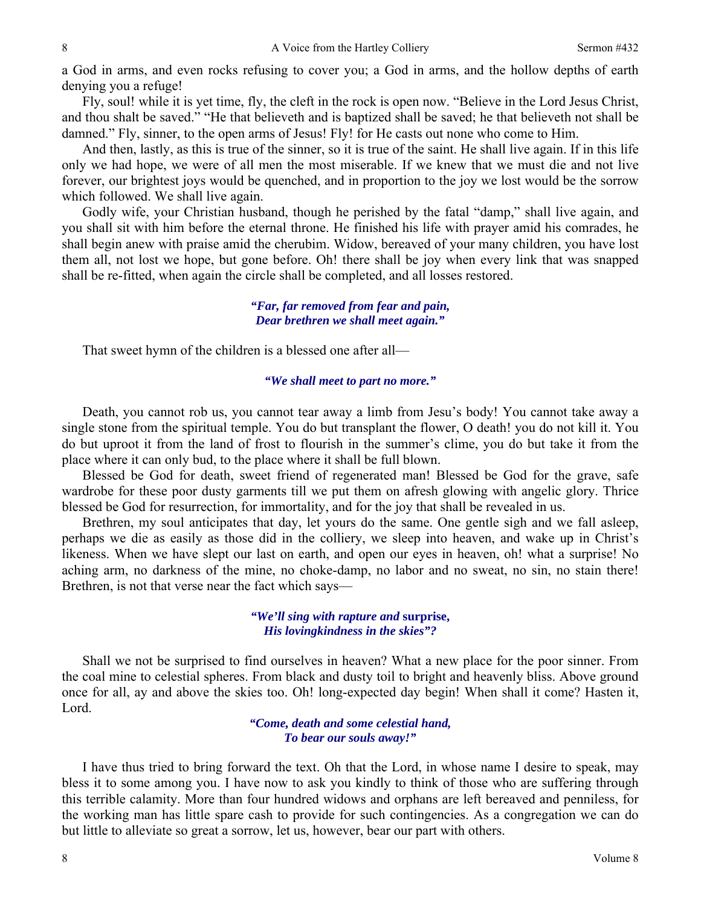a God in arms, and even rocks refusing to cover you; a God in arms, and the hollow depths of earth denying you a refuge!

Fly, soul! while it is yet time, fly, the cleft in the rock is open now. "Believe in the Lord Jesus Christ, and thou shalt be saved." "He that believeth and is baptized shall be saved; he that believeth not shall be damned." Fly, sinner, to the open arms of Jesus! Fly! for He casts out none who come to Him.

And then, lastly, as this is true of the sinner, so it is true of the saint. He shall live again. If in this life only we had hope, we were of all men the most miserable. If we knew that we must die and not live forever, our brightest joys would be quenched, and in proportion to the joy we lost would be the sorrow which followed. We shall live again.

Godly wife, your Christian husband, though he perished by the fatal "damp," shall live again, and you shall sit with him before the eternal throne. He finished his life with prayer amid his comrades, he shall begin anew with praise amid the cherubim. Widow, bereaved of your many children, you have lost them all, not lost we hope, but gone before. Oh! there shall be joy when every link that was snapped shall be re-fitted, when again the circle shall be completed, and all losses restored.

> ***"Far, far removed from fear and pain,***
> ***Dear brethren we shall meet again."***

That sweet hymn of the children is a blessed one after all—

> ***"We shall meet to part no more."***

Death, you cannot rob us, you cannot tear away a limb from Jesu's body! You cannot take away a single stone from the spiritual temple. You do but transplant the flower, O death! you do not kill it. You do but uproot it from the land of frost to flourish in the summer's clime, you do but take it from the place where it can only bud, to the place where it shall be full blown.

Blessed be God for death, sweet friend of regenerated man! Blessed be God for the grave, safe wardrobe for these poor dusty garments till we put them on afresh glowing with angelic glory. Thrice blessed be God for resurrection, for immortality, and for the joy that shall be revealed in us.

Brethren, my soul anticipates that day, let yours do the same. One gentle sigh and we fall asleep, perhaps we die as easily as those did in the colliery, we sleep into heaven, and wake up in Christ's likeness. When we have slept our last on earth, and open our eyes in heaven, oh! what a surprise! No aching arm, no darkness of the mine, no choke-damp, no labor and no sweat, no sin, no stain there! Brethren, is not that verse near the fact which says—

> ***"We'll sing with rapture and* surprise,**
> ***His lovingkindness in the skies"?***

Shall we not be surprised to find ourselves in heaven? What a new place for the poor sinner. From the coal mine to celestial spheres. From black and dusty toil to bright and heavenly bliss. Above ground once for all, ay and above the skies too. Oh! long-expected day begin! When shall it come? Hasten it, Lord.

> ***"Come, death and some celestial hand,***
> ***To bear our souls away!"***

I have thus tried to bring forward the text. Oh that the Lord, in whose name I desire to speak, may bless it to some among you. I have now to ask you kindly to think of those who are suffering through this terrible calamity. More than four hundred widows and orphans are left bereaved and penniless, for the working man has little spare cash to provide for such contingencies. As a congregation we can do but little to alleviate so great a sorrow, let us, however, bear our part with others.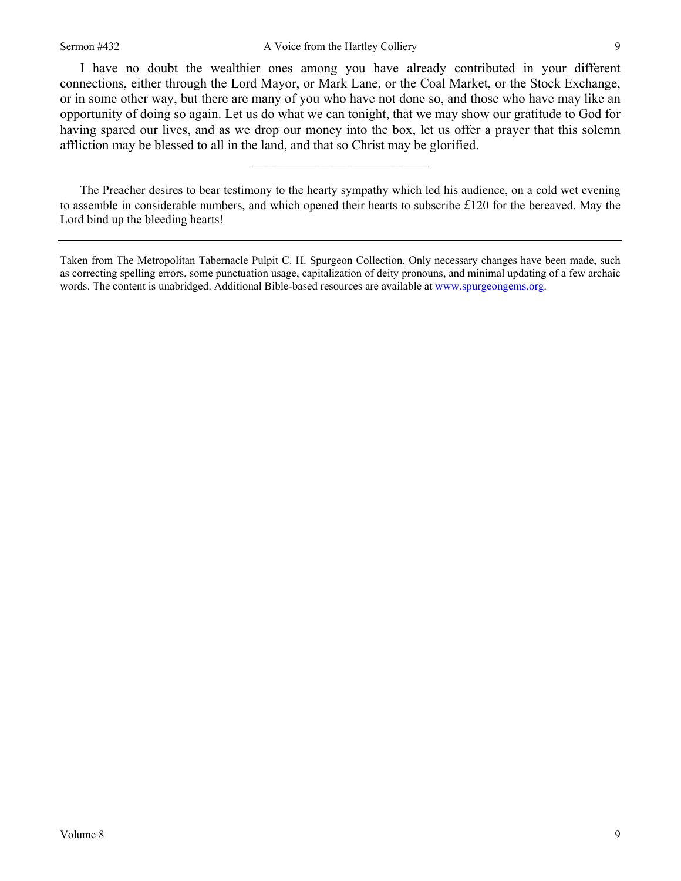I have no doubt the wealthier ones among you have already contributed in your different connections, either through the Lord Mayor, or Mark Lane, or the Coal Market, or the Stock Exchange, or in some other way, but there are many of you who have not done so, and those who have may like an opportunity of doing so again. Let us do what we can tonight, that we may show our gratitude to God for having spared our lives, and as we drop our money into the box, let us offer a prayer that this solemn affliction may be blessed to all in the land, and that so Christ may be glorified.

---

The Preacher desires to bear testimony to the hearty sympathy which led his audience, on a cold wet evening to assemble in considerable numbers, and which opened their hearts to subscribe £120 for the bereaved. May the Lord bind up the bleeding hearts!

---

Taken from The Metropolitan Tabernacle Pulpit C. H. Spurgeon Collection. Only necessary changes have been made, such as correcting spelling errors, some punctuation usage, capitalization of deity pronouns, and minimal updating of a few archaic words. The content is unabridged. Additional Bible-based resources are available at www.spurgeongems.org.